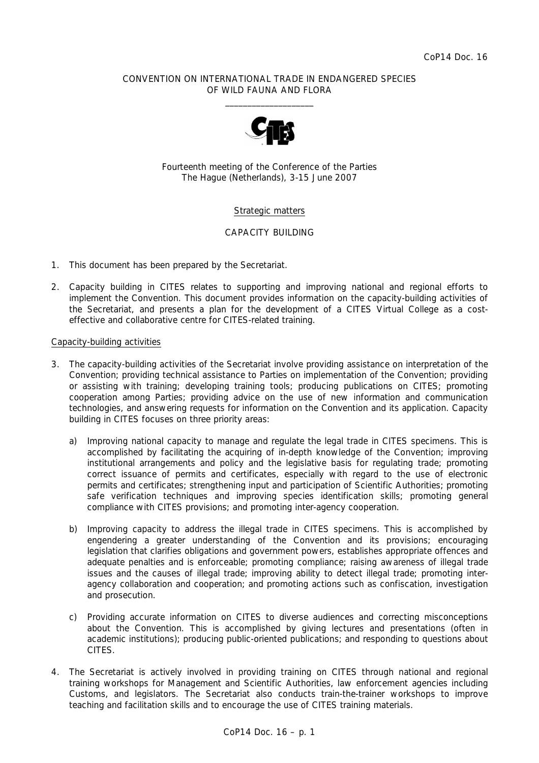CoP14 Doc. 16

CONVENTION ON INTERNATIONAL TRADE IN ENDANGERED SPECIES
OF WILD FAUNA AND FLORA

\_\_\_\_\_\_\_\_\_\_\_\_\_\_\_\_\_\_\_\_

Fourteenth meeting of the Conference of the Parties
The Hague (Netherlands), 3-15 June 2007

Strategic matters

CAPACITY BUILDING

1. This document has been prepared by the Secretariat.

2. Capacity building in CITES relates to supporting and improving national and regional efforts to implement the Convention. This document provides information on the capacity-building activities of the Secretariat, and presents a plan for the development of a CITES Virtual College as a cost-effective and collaborative centre for CITES-related training.

Capacity-building activities

3. The capacity-building activities of the Secretariat involve providing assistance on interpretation of the Convention; providing technical assistance to Parties on implementation of the Convention; providing or assisting with training; developing training tools; producing publications on CITES; promoting cooperation among Parties; providing advice on the use of new information and communication technologies, and answering requests for information on the Convention and its application. Capacity building in CITES focuses on three priority areas:

   a) Improving national capacity to manage and regulate the legal trade in CITES specimens. This is accomplished by facilitating the acquiring of in-depth knowledge of the Convention; improving institutional arrangements and policy and the legislative basis for regulating trade; promoting correct issuance of permits and certificates, especially with regard to the use of electronic permits and certificates; strengthening input and participation of Scientific Authorities; promoting safe verification techniques and improving species identification skills; promoting general compliance with CITES provisions; and promoting inter-agency cooperation.

   b) Improving capacity to address the illegal trade in CITES specimens. This is accomplished by engendering a greater understanding of the Convention and its provisions; encouraging legislation that clarifies obligations and government powers, establishes appropriate offences and adequate penalties and is enforceable; promoting compliance; raising awareness of illegal trade issues and the causes of illegal trade; improving ability to detect illegal trade; promoting inter-agency collaboration and cooperation; and promoting actions such as confiscation, investigation and prosecution.

   c) Providing accurate information on CITES to diverse audiences and correcting misconceptions about the Convention. This is accomplished by giving lectures and presentations (often in academic institutions); producing public-oriented publications; and responding to questions about CITES.

4. The Secretariat is actively involved in providing training on CITES through national and regional training workshops for Management and Scientific Authorities, law enforcement agencies including Customs, and legislators. The Secretariat also conducts train-the-trainer workshops to improve teaching and facilitation skills and to encourage the use of CITES training materials.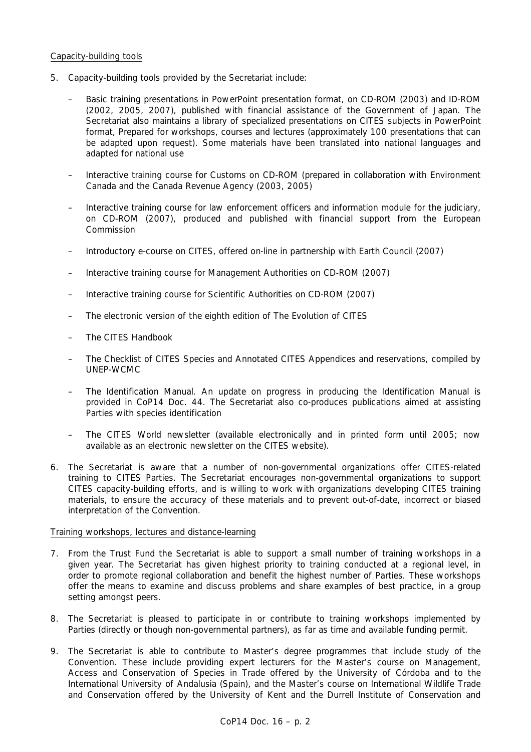Capacity-building tools

5. Capacity-building tools provided by the Secretariat include:

   – Basic training presentations in PowerPoint presentation format, on CD-ROM (2003) and ID-ROM (2002, 2005, 2007), published with financial assistance of the Government of Japan. The Secretariat also maintains a library of specialized presentations on CITES subjects in PowerPoint format, Prepared for workshops, courses and lectures (approximately 100 presentations that can be adapted upon request). Some materials have been translated into national languages and adapted for national use

   – Interactive training course for Customs on CD-ROM (prepared in collaboration with Environment Canada and the Canada Revenue Agency (2003, 2005)

   – Interactive training course for law enforcement officers and information module for the judiciary, on CD-ROM (2007), produced and published with financial support from the European Commission

   – Introductory e-course on CITES, offered on-line in partnership with Earth Council (2007)

   – Interactive training course for Management Authorities on CD-ROM (2007)

   – Interactive training course for Scientific Authorities on CD-ROM (2007)

   – The electronic version of the eighth edition of *The Evolution of CITES*

   – *The CITES Handbook*

   – The *Checklist of CITES Species* and *Annotated CITES Appendices and reservations*, compiled by UNEP-WCMC

   – The *Identification Manual*. An update on progress in producing the *Identification Manual* is provided in CoP14 Doc. 44. The Secretariat also co-produces publications aimed at assisting Parties with species identification

   – The *CITES World* newsletter (available electronically and in printed form until 2005; now available as an electronic newsletter on the CITES website).

6. The Secretariat is aware that a number of non-governmental organizations offer CITES-related training to CITES Parties. The Secretariat encourages non-governmental organizations to support CITES capacity-building efforts, and is willing to work with organizations developing CITES training materials, to ensure the accuracy of these materials and to prevent out-of-date, incorrect or biased interpretation of the Convention.

Training workshops, lectures and distance-learning

7. From the Trust Fund the Secretariat is able to support a small number of training workshops in a given year. The Secretariat has given highest priority to training conducted at a regional level, in order to promote regional collaboration and benefit the highest number of Parties. These workshops offer the means to examine and discuss problems and share examples of best practice, in a group setting amongst peers.

8. The Secretariat is pleased to participate in or contribute to training workshops implemented by Parties (directly or though non-governmental partners), as far as time and available funding permit.

9. The Secretariat is able to contribute to Master's degree programmes that include study of the Convention. These include providing expert lecturers for the Master's course on Management, Access and Conservation of Species in Trade offered by the University of Córdoba and to the International University of Andalusia (Spain), and the Master's course on International Wildlife Trade and Conservation offered by the University of Kent and the Durrell Institute of Conservation and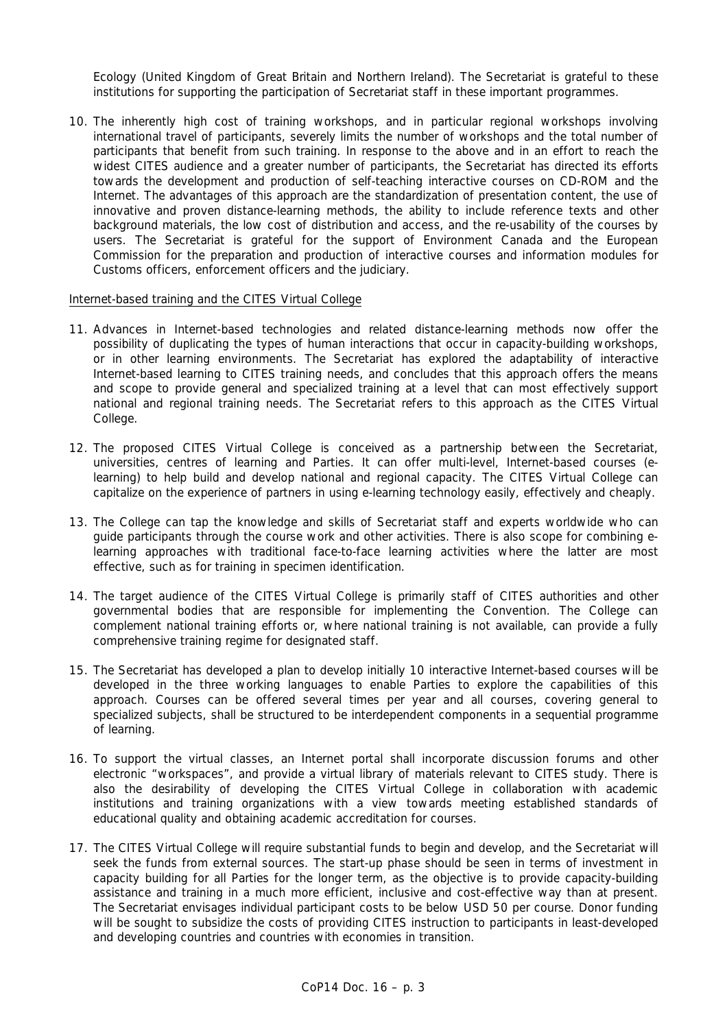Ecology (United Kingdom of Great Britain and Northern Ireland). The Secretariat is grateful to these institutions for supporting the participation of Secretariat staff in these important programmes.

10. The inherently high cost of training workshops, and in particular regional workshops involving international travel of participants, severely limits the number of workshops and the total number of participants that benefit from such training. In response to the above and in an effort to reach the widest CITES audience and a greater number of participants, the Secretariat has directed its efforts towards the development and production of self-teaching interactive courses on CD-ROM and the Internet. The advantages of this approach are the standardization of presentation content, the use of innovative and proven distance-learning methods, the ability to include reference texts and other background materials, the low cost of distribution and access, and the re-usability of the courses by users. The Secretariat is grateful for the support of Environment Canada and the European Commission for the preparation and production of interactive courses and information modules for Customs officers, enforcement officers and the judiciary.

Internet-based training and the CITES Virtual College

11. Advances in Internet-based technologies and related distance-learning methods now offer the possibility of duplicating the types of human interactions that occur in capacity-building workshops, or in other learning environments. The Secretariat has explored the adaptability of interactive Internet-based learning to CITES training needs, and concludes that this approach offers the means and scope to provide general and specialized training at a level that can most effectively support national and regional training needs. The Secretariat refers to this approach as the CITES Virtual College.

12. The proposed CITES Virtual College is conceived as a partnership between the Secretariat, universities, centres of learning and Parties. It can offer multi-level, Internet-based courses (e-learning) to help build and develop national and regional capacity. The CITES Virtual College can capitalize on the experience of partners in using e-learning technology easily, effectively and cheaply.

13. The College can tap the knowledge and skills of Secretariat staff and experts worldwide who can guide participants through the course work and other activities. There is also scope for combining e-learning approaches with traditional face-to-face learning activities where the latter are most effective, such as for training in specimen identification.

14. The target audience of the CITES Virtual College is primarily staff of CITES authorities and other governmental bodies that are responsible for implementing the Convention. The College can complement national training efforts or, where national training is not available, can provide a fully comprehensive training regime for designated staff.

15. The Secretariat has developed a plan to develop initially 10 interactive Internet-based courses will be developed in the three working languages to enable Parties to explore the capabilities of this approach. Courses can be offered several times per year and all courses, covering general to specialized subjects, shall be structured to be interdependent components in a sequential programme of learning.

16. To support the virtual classes, an Internet portal shall incorporate discussion forums and other electronic "workspaces", and provide a virtual library of materials relevant to CITES study. There is also the desirability of developing the CITES Virtual College in collaboration with academic institutions and training organizations with a view towards meeting established standards of educational quality and obtaining academic accreditation for courses.

17. The CITES Virtual College will require substantial funds to begin and develop, and the Secretariat will seek the funds from external sources. The start-up phase should be seen in terms of investment in capacity building for all Parties for the longer term, as the objective is to provide capacity-building assistance and training in a much more efficient, inclusive and cost-effective way than at present. The Secretariat envisages individual participant costs to be below USD 50 per course. Donor funding will be sought to subsidize the costs of providing CITES instruction to participants in least-developed and developing countries and countries with economies in transition.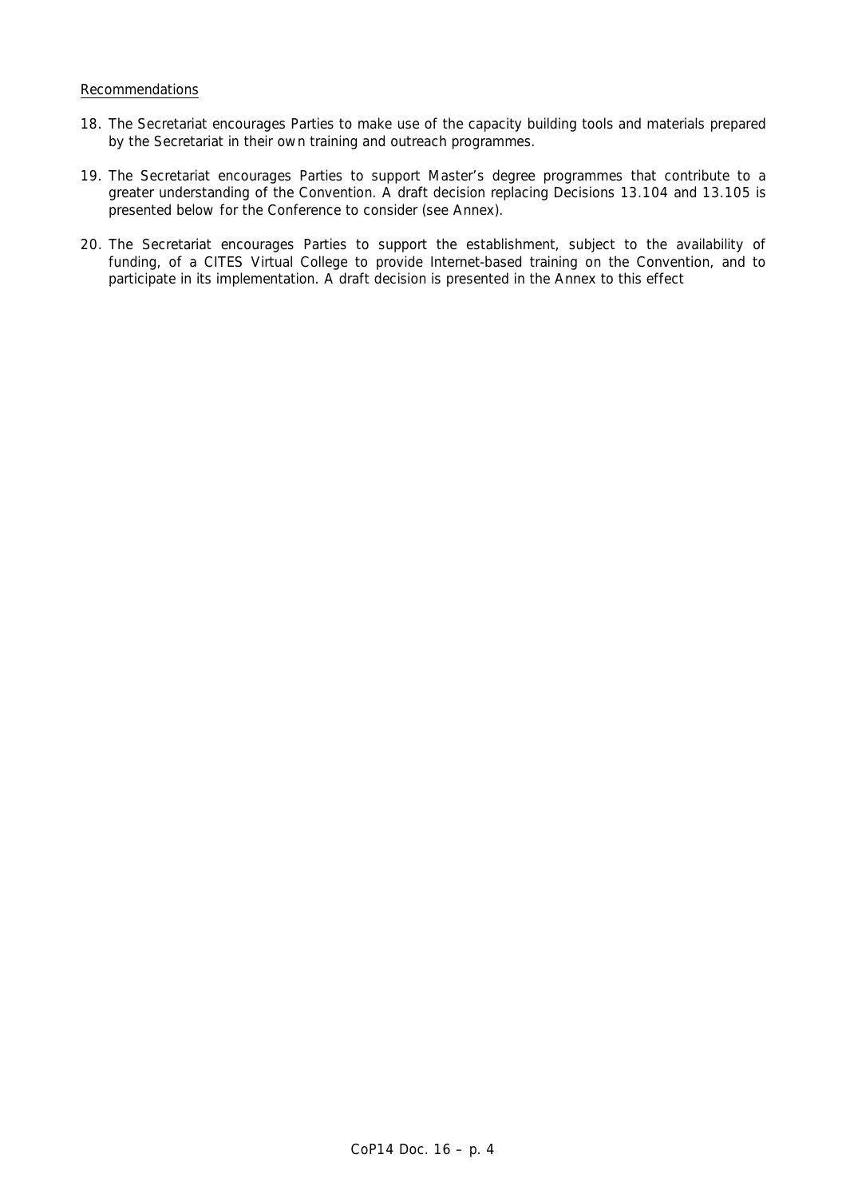<u>Recommendations</u>

18. The Secretariat encourages Parties to make use of the capacity building tools and materials prepared by the Secretariat in their own training and outreach programmes.

19. The Secretariat encourages Parties to support Master's degree programmes that contribute to a greater understanding of the Convention. A draft decision replacing Decisions 13.104 and 13.105 is presented below for the Conference to consider (see Annex).

20. The Secretariat encourages Parties to support the establishment, subject to the availability of funding, of a CITES Virtual College to provide Internet-based training on the Convention, and to participate in its implementation. A draft decision is presented in the Annex to this effect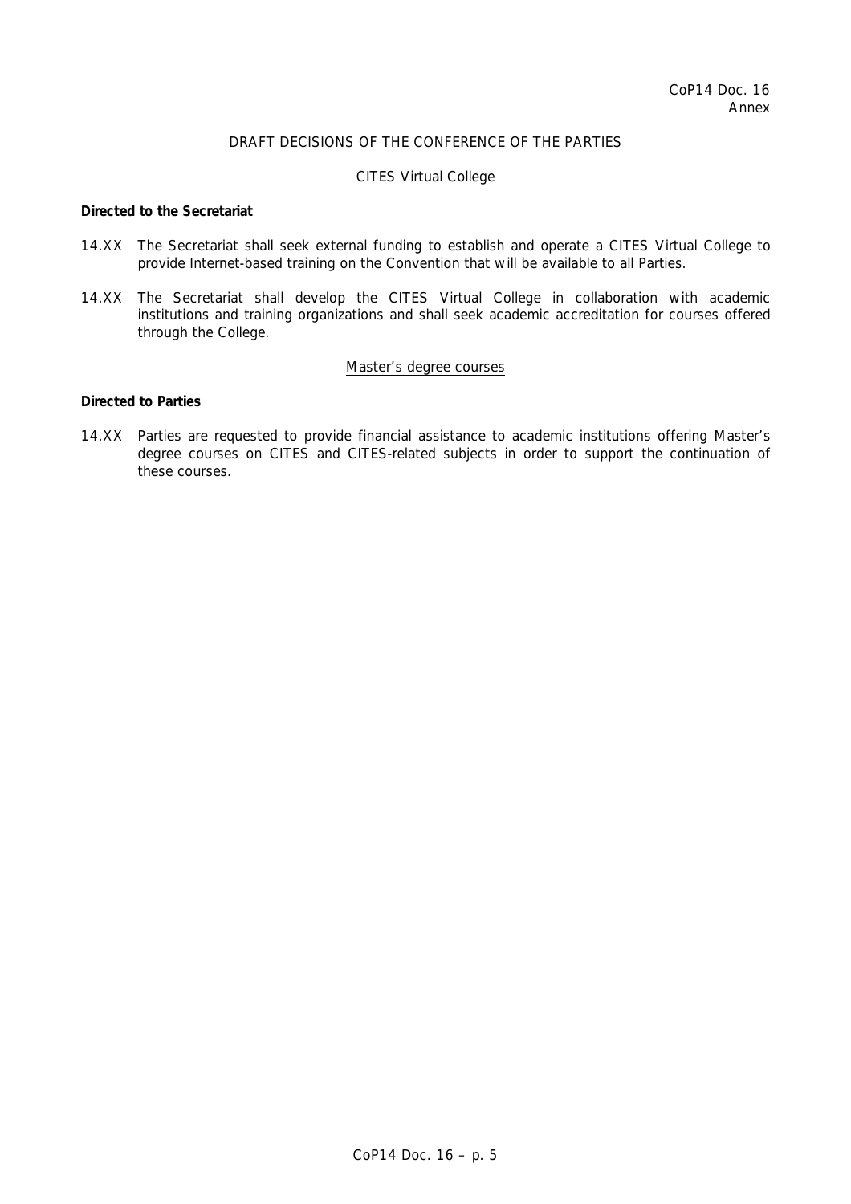CoP14 Doc. 16
Annex

DRAFT DECISIONS OF THE CONFERENCE OF THE PARTIES

CITES Virtual College

**Directed to the Secretariat**

14.XX The Secretariat shall seek external funding to establish and operate a CITES Virtual College to provide Internet-based training on the Convention that will be available to all Parties.

14.XX The Secretariat shall develop the CITES Virtual College in collaboration with academic institutions and training organizations and shall seek academic accreditation for courses offered through the College.

Master's degree courses

**Directed to Parties**

14.XX Parties are requested to provide financial assistance to academic institutions offering Master's degree courses on CITES and CITES-related subjects in order to support the continuation of these courses.